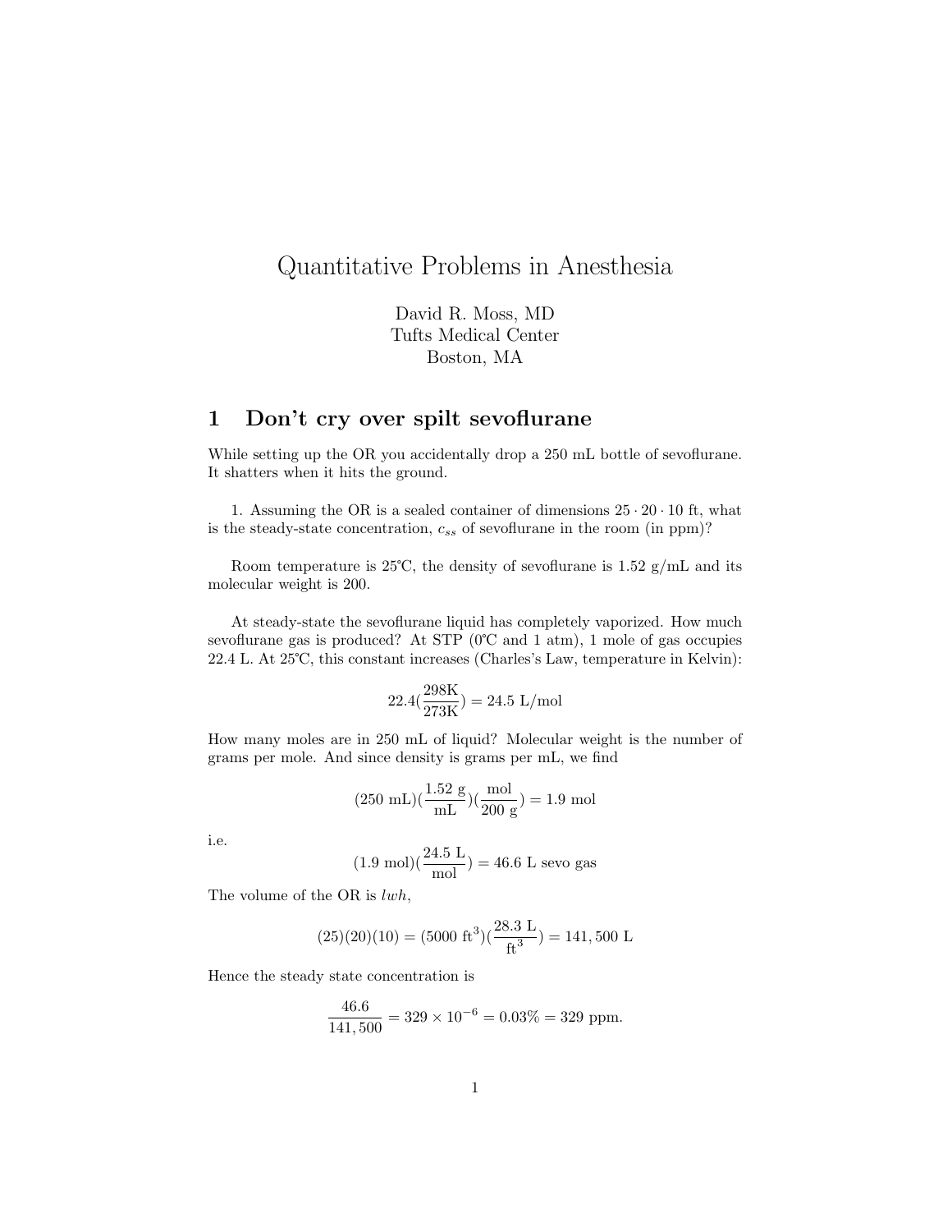# Quantitative Problems in Anesthesia

David R. Moss, MD
Tufts Medical Center
Boston, MA

## 1 Don't cry over spilt sevoflurane

While setting up the OR you accidentally drop a 250 mL bottle of sevoflurane. It shatters when it hits the ground.

1. Assuming the OR is a sealed container of dimensions $25 \cdot 20 \cdot 10$ ft, what is the steady-state concentration, $c_{ss}$ of sevoflurane in the room (in ppm)?

Room temperature is 25°C, the density of sevoflurane is 1.52 g/mL and its molecular weight is 200.

At steady-state the sevoflurane liquid has completely vaporized. How much sevoflurane gas is produced? At STP (0°C and 1 atm), 1 mole of gas occupies 22.4 L. At 25°C, this constant increases (Charles's Law, temperature in Kelvin):

$$22.4\left(\frac{298\text{K}}{273\text{K}}\right) = 24.5 \text{ L/mol}$$

How many moles are in 250 mL of liquid? Molecular weight is the number of grams per mole. And since density is grams per mL, we find

$$(250 \text{ mL})\left(\frac{1.52 \text{ g}}{\text{mL}}\right)\left(\frac{\text{mol}}{200 \text{ g}}\right) = 1.9 \text{ mol}$$

i.e.

$$(1.9 \text{ mol})\left(\frac{24.5 \text{ L}}{\text{mol}}\right) = 46.6 \text{ L sevo gas}$$

The volume of the OR is $lwh$,

$$(25)(20)(10) = (5000 \text{ ft}^3)\left(\frac{28.3 \text{ L}}{\text{ft}^3}\right) = 141,500 \text{ L}$$

Hence the steady state concentration is

$$\frac{46.6}{141,500} = 329 \times 10^{-6} = 0.03\% = 329 \text{ ppm}.$$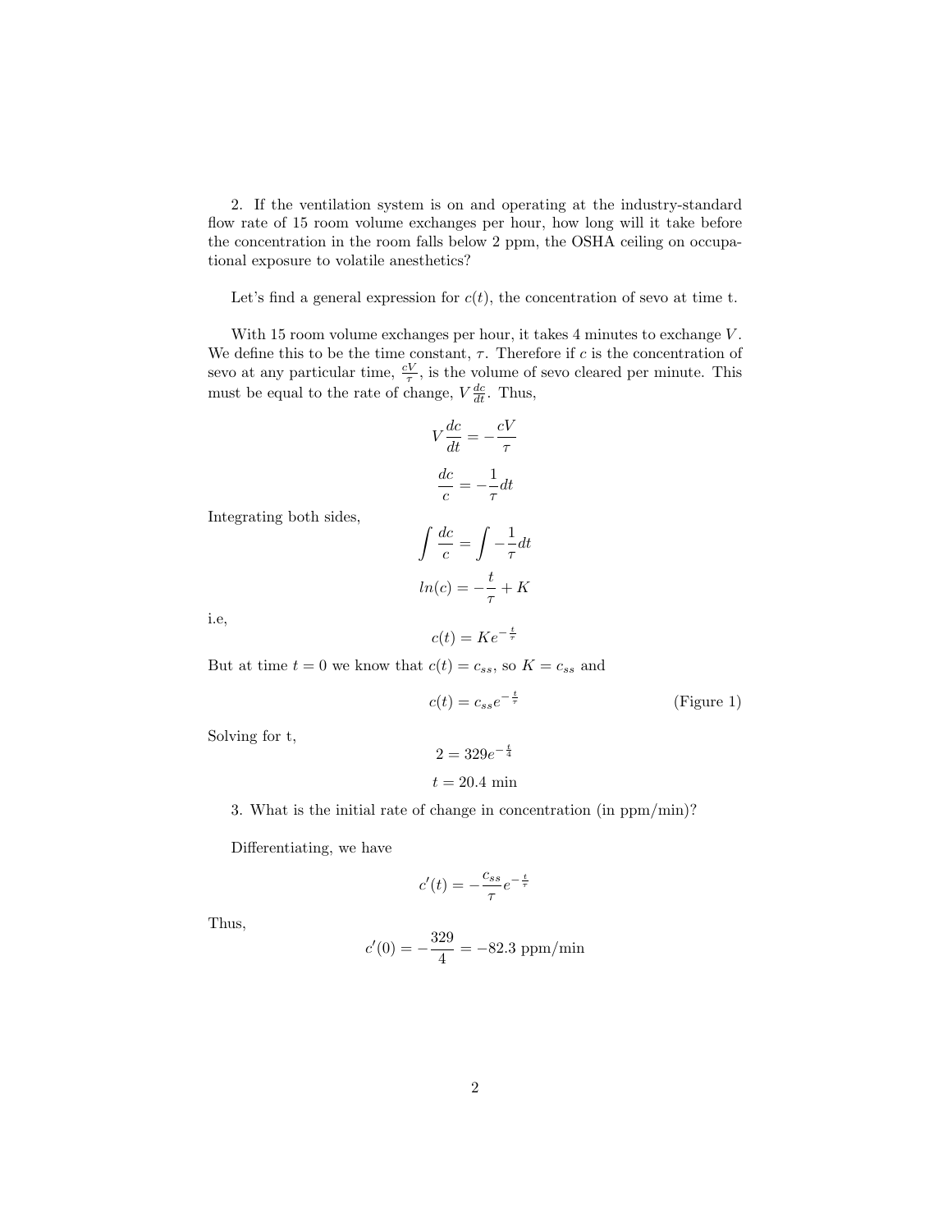2. If the ventilation system is on and operating at the industry-standard flow rate of 15 room volume exchanges per hour, how long will it take before the concentration in the room falls below 2 ppm, the OSHA ceiling on occupational exposure to volatile anesthetics?

Let's find a general expression for $c(t)$, the concentration of sevo at time t.

With 15 room volume exchanges per hour, it takes 4 minutes to exchange $V$. We define this to be the time constant, $\tau$. Therefore if $c$ is the concentration of sevo at any particular time, $\frac{cV}{\tau}$, is the volume of sevo cleared per minute. This must be equal to the rate of change, $V\frac{dc}{dt}$. Thus,

$$V\frac{dc}{dt} = -\frac{cV}{\tau}$$

$$\frac{dc}{c} = -\frac{1}{\tau}dt$$

Integrating both sides,

$$\int \frac{dc}{c} = \int -\frac{1}{\tau}dt$$

$$ln(c) = -\frac{t}{\tau} + K$$

i.e,

$$c(t) = Ke^{-\frac{t}{\tau}}$$

But at time $t = 0$ we know that $c(t) = c_{ss}$, so $K = c_{ss}$ and

$$c(t) = c_{ss}e^{-\frac{t}{\tau}} \qquad \text{(Figure 1)}$$

Solving for t,

$$2 = 329e^{-\frac{t}{4}}$$

$$t = 20.4 \text{ min}$$

3. What is the initial rate of change in concentration (in ppm/min)?

Differentiating, we have

$$c'(t) = -\frac{c_{ss}}{\tau}e^{-\frac{t}{\tau}}$$

Thus,

$$c'(0) = -\frac{329}{4} = -82.3 \text{ ppm/min}$$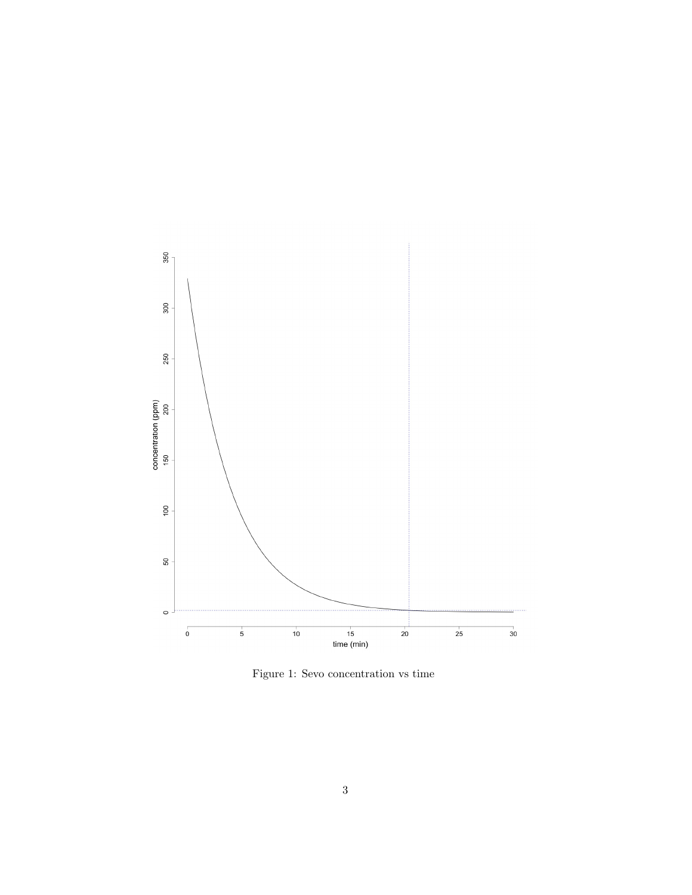Figure 1: Sevo concentration vs time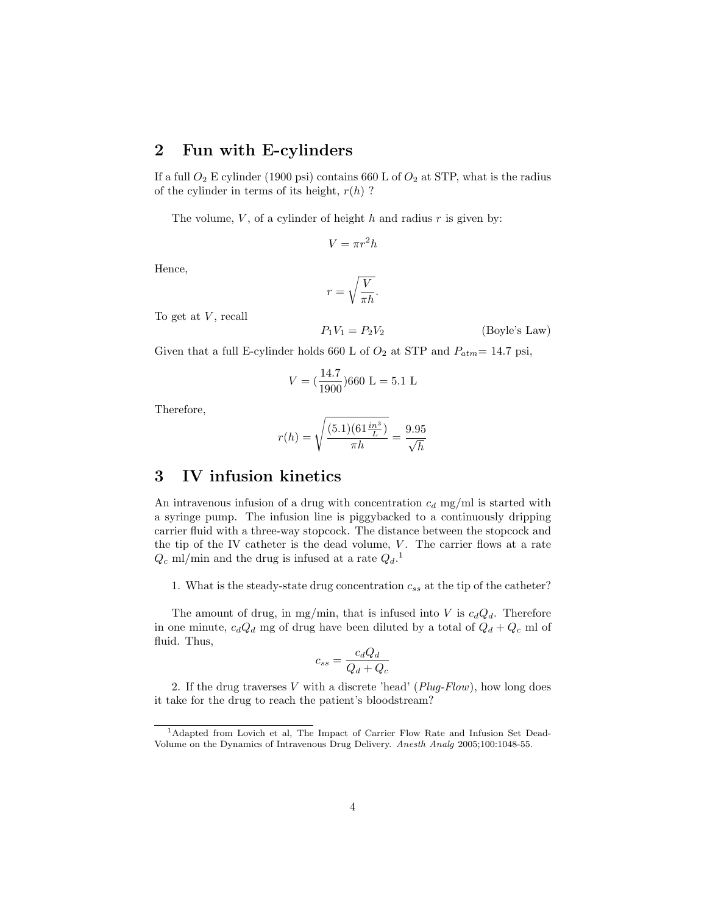## 2 Fun with E-cylinders

If a full $O_2$ E cylinder (1900 psi) contains 660 L of $O_2$ at STP, what is the radius of the cylinder in terms of its height, $r(h)$ ?

The volume, $V$, of a cylinder of height $h$ and radius $r$ is given by:

$$V = \pi r^2 h$$

Hence,

$$r = \sqrt{\frac{V}{\pi h}}.$$

To get at $V$, recall

$$P_1 V_1 = P_2 V_2 \qquad \text{(Boyle's Law)}$$

Given that a full E-cylinder holds 660 L of $O_2$ at STP and $P_{atm}$= 14.7 psi,

$$V = (\frac{14.7}{1900})660 \text{ L} = 5.1 \text{ L}$$

Therefore,

$$r(h) = \sqrt{\frac{(5.1)(61\frac{in^3}{L})}{\pi h}} = \frac{9.95}{\sqrt{h}}$$

## 3 IV infusion kinetics

An intravenous infusion of a drug with concentration $c_d$ mg/ml is started with a syringe pump. The infusion line is piggybacked to a continuously dripping carrier fluid with a three-way stopcock. The distance between the stopcock and the tip of the IV catheter is the dead volume, $V$. The carrier flows at a rate $Q_c$ ml/min and the drug is infused at a rate $Q_d$.[1]

1. What is the steady-state drug concentration $c_{ss}$ at the tip of the catheter?

The amount of drug, in mg/min, that is infused into $V$ is $c_d Q_d$. Therefore in one minute, $c_d Q_d$ mg of drug have been diluted by a total of $Q_d + Q_c$ ml of fluid. Thus,

$$c_{ss} = \frac{c_d Q_d}{Q_d + Q_c}$$

2. If the drug traverses $V$ with a discrete 'head' (*Plug-Flow*), how long does it take for the drug to reach the patient's bloodstream?

[1] Adapted from Lovich et al, The Impact of Carrier Flow Rate and Infusion Set Dead-Volume on the Dynamics of Intravenous Drug Delivery. *Anesth Analg* 2005;100:1048-55.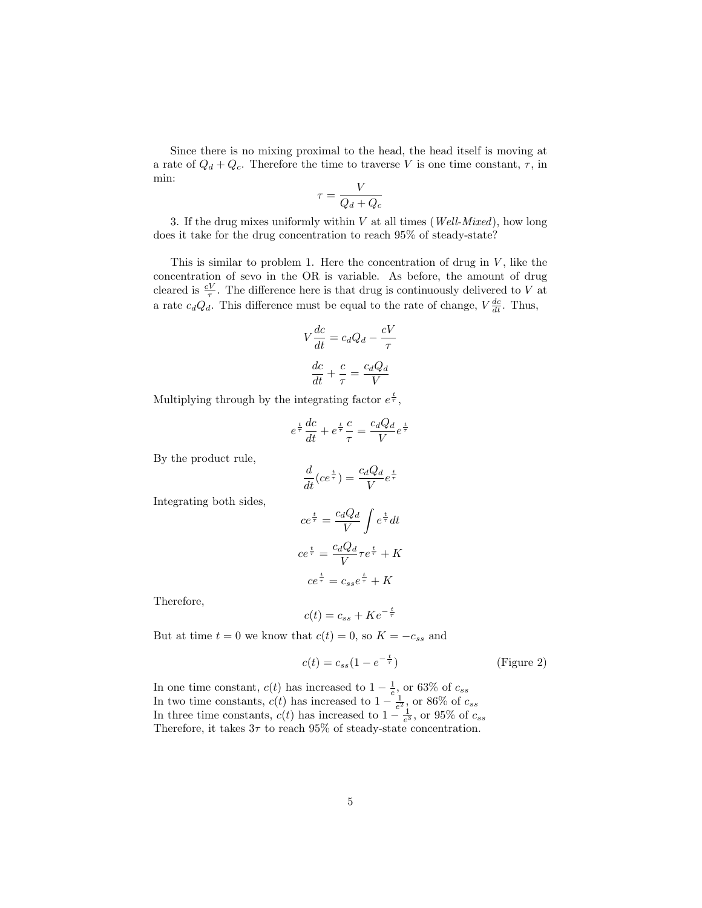Since there is no mixing proximal to the head, the head itself is moving at a rate of $Q_d + Q_c$. Therefore the time to traverse $V$ is one time constant, $\tau$, in min:

$$\tau = \frac{V}{Q_d + Q_c}$$

3. If the drug mixes uniformly within $V$ at all times (*Well-Mixed*), how long does it take for the drug concentration to reach 95% of steady-state?

This is similar to problem 1. Here the concentration of drug in $V$, like the concentration of sevo in the OR is variable. As before, the amount of drug cleared is $\frac{cV}{\tau}$. The difference here is that drug is continuously delivered to $V$ at a rate $c_d Q_d$. This difference must be equal to the rate of change, $V\frac{dc}{dt}$. Thus,

$$V\frac{dc}{dt} = c_d Q_d - \frac{cV}{\tau}$$

$$\frac{dc}{dt} + \frac{c}{\tau} = \frac{c_d Q_d}{V}$$

Multiplying through by the integrating factor $e^{\frac{t}{\tau}}$,

$$e^{\frac{t}{\tau}}\frac{dc}{dt} + e^{\frac{t}{\tau}}\frac{c}{\tau} = \frac{c_d Q_d}{V}e^{\frac{t}{\tau}}$$

By the product rule,

$$\frac{d}{dt}(ce^{\frac{t}{\tau}}) = \frac{c_d Q_d}{V}e^{\frac{t}{\tau}}$$

Integrating both sides,

$$ce^{\frac{t}{\tau}} = \frac{c_d Q_d}{V}\int e^{\frac{t}{\tau}}dt$$

$$ce^{\frac{t}{\tau}} = \frac{c_d Q_d}{V}\tau e^{\frac{t}{\tau}} + K$$

$$ce^{\frac{t}{\tau}} = c_{ss}e^{\frac{t}{\tau}} + K$$

Therefore,

$$c(t) = c_{ss} + Ke^{-\frac{t}{\tau}}$$

But at time $t = 0$ we know that $c(t) = 0$, so $K = -c_{ss}$ and

$$c(t) = c_{ss}(1 - e^{-\frac{t}{\tau}}) \qquad \text{(Figure 2)}$$

In one time constant, $c(t)$ has increased to $1 - \frac{1}{e}$, or 63% of $c_{ss}$
In two time constants, $c(t)$ has increased to $1 - \frac{1}{e^2}$, or 86% of $c_{ss}$
In three time constants, $c(t)$ has increased to $1 - \frac{1}{e^3}$, or 95% of $c_{ss}$
Therefore, it takes $3\tau$ to reach 95% of steady-state concentration.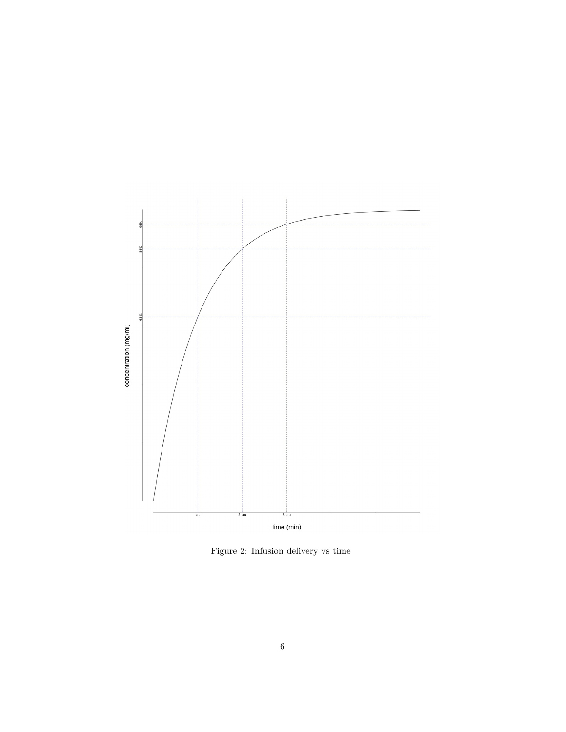Figure 2: Infusion delivery vs time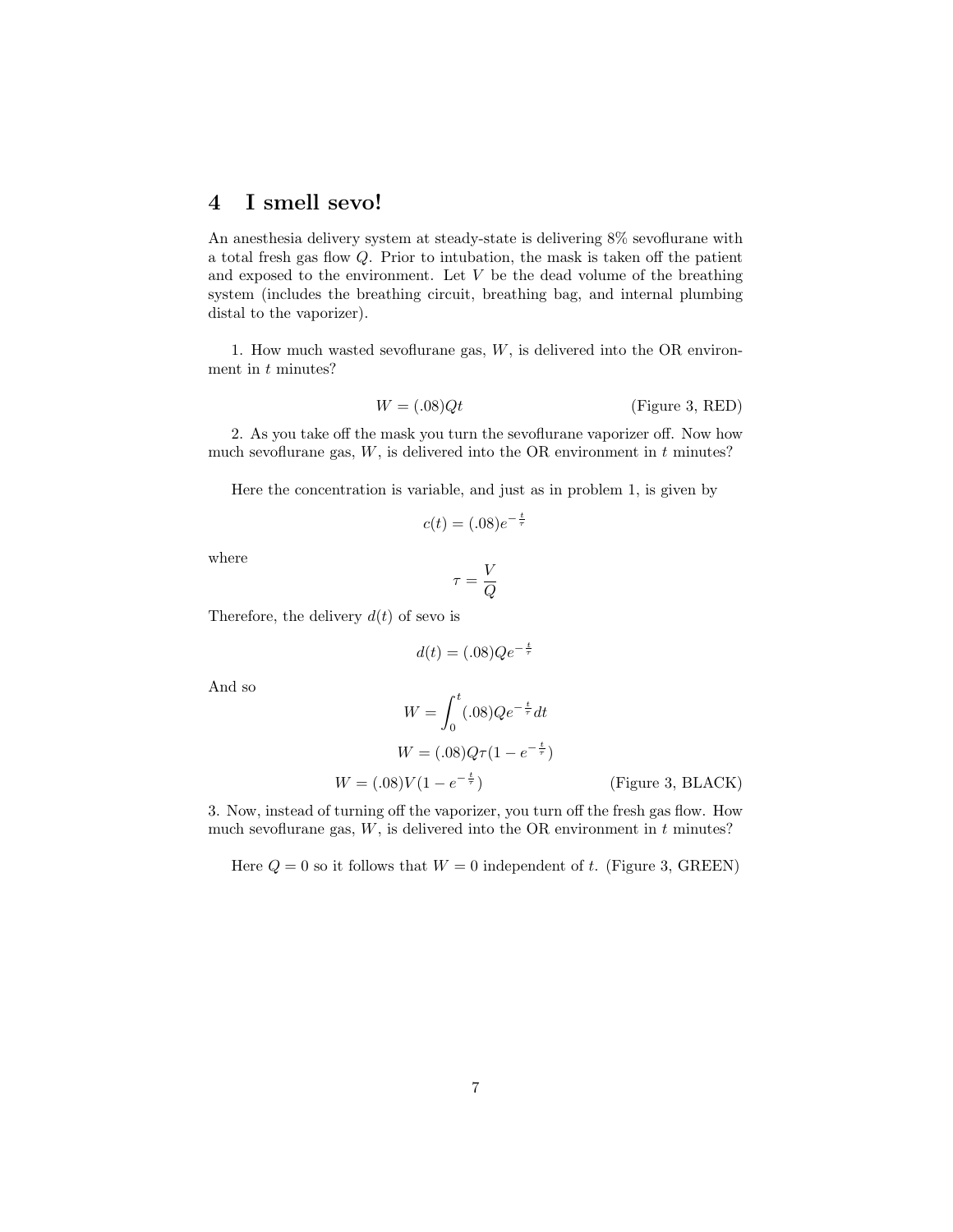# 4 I smell sevo!

An anesthesia delivery system at steady-state is delivering 8% sevoflurane with a total fresh gas flow $Q$. Prior to intubation, the mask is taken off the patient and exposed to the environment. Let $V$ be the dead volume of the breathing system (includes the breathing circuit, breathing bag, and internal plumbing distal to the vaporizer).

1. How much wasted sevoflurane gas, $W$, is delivered into the OR environment in $t$ minutes?

$$W = (.08)Qt \qquad \text{(Figure 3, RED)}$$

2. As you take off the mask you turn the sevoflurane vaporizer off. Now how much sevoflurane gas, $W$, is delivered into the OR environment in $t$ minutes?

Here the concentration is variable, and just as in problem 1, is given by

$$c(t) = (.08)e^{-\frac{t}{\tau}}$$

where

$$\tau = \frac{V}{Q}$$

Therefore, the delivery $d(t)$ of sevo is

$$d(t) = (.08)Qe^{-\frac{t}{\tau}}$$

And so

$$W = \int_0^t (.08)Qe^{-\frac{t}{\tau}}dt$$

$$W = (.08)Q\tau(1 - e^{-\frac{t}{\tau}})$$

$$W = (.08)V(1 - e^{-\frac{t}{\tau}}) \qquad \text{(Figure 3, BLACK)}$$

3. Now, instead of turning off the vaporizer, you turn off the fresh gas flow. How much sevoflurane gas, $W$, is delivered into the OR environment in $t$ minutes?

Here $Q = 0$ so it follows that $W = 0$ independent of $t$. (Figure 3, GREEN)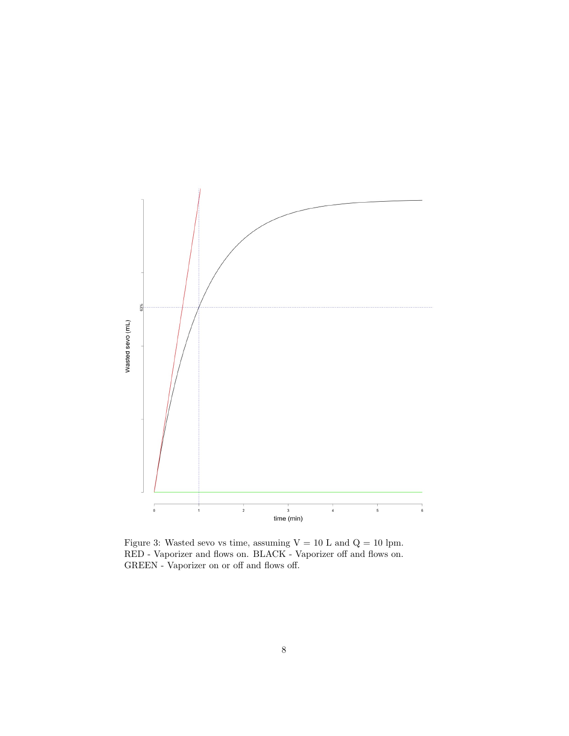Figure 3: Wasted sevo vs time, assuming V = 10 L and Q = 10 lpm. RED - Vaporizer and flows on. BLACK - Vaporizer off and flows on. GREEN - Vaporizer on or off and flows off.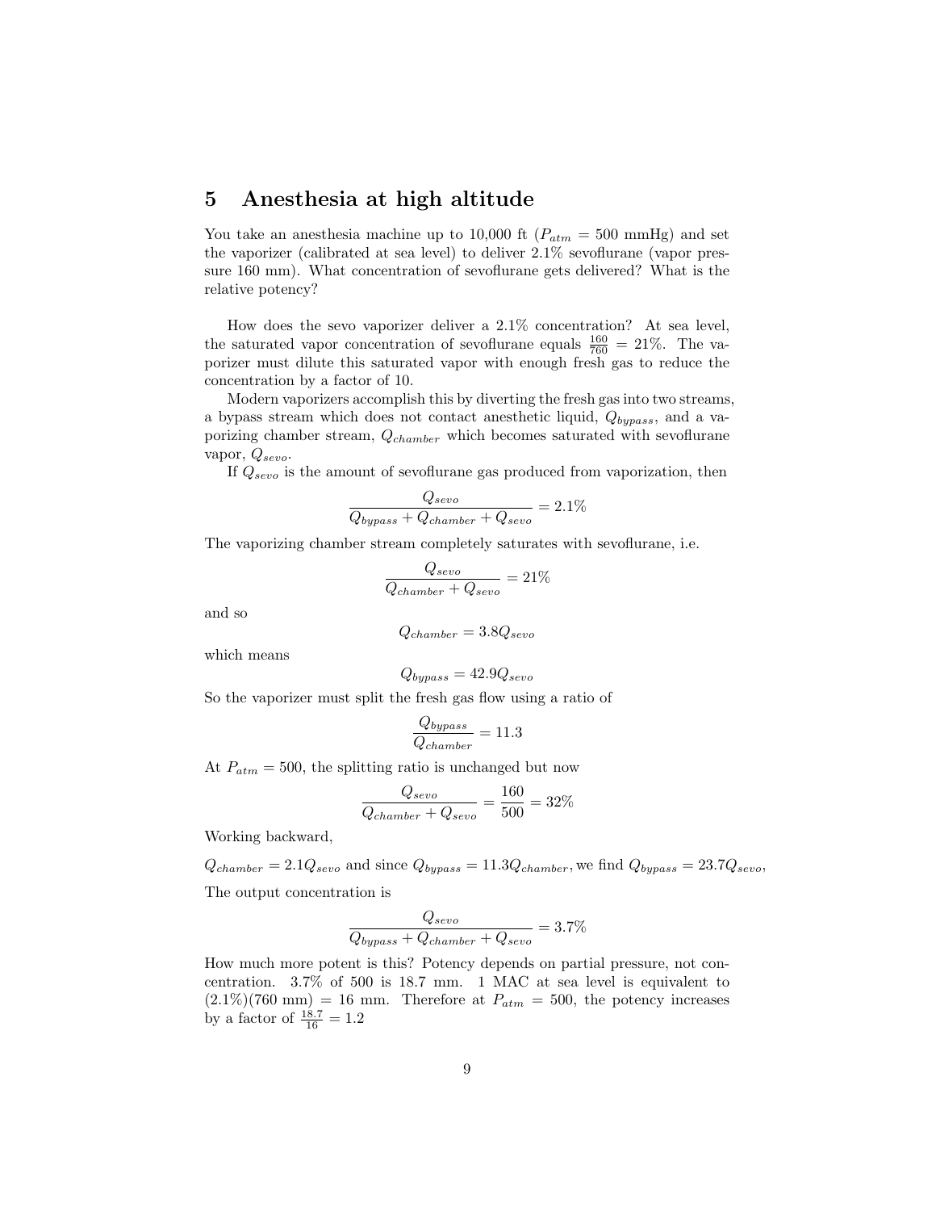## 5 Anesthesia at high altitude

You take an anesthesia machine up to 10,000 ft ($P_{atm}$ = 500 mmHg) and set the vaporizer (calibrated at sea level) to deliver 2.1% sevoflurane (vapor pressure 160 mm). What concentration of sevoflurane gets delivered? What is the relative potency?

How does the sevo vaporizer deliver a 2.1% concentration? At sea level, the saturated vapor concentration of sevoflurane equals $\frac{160}{760} = 21\%$. The vaporizer must dilute this saturated vapor with enough fresh gas to reduce the concentration by a factor of 10.

Modern vaporizers accomplish this by diverting the fresh gas into two streams, a bypass stream which does not contact anesthetic liquid, $Q_{bypass}$, and a vaporizing chamber stream, $Q_{chamber}$ which becomes saturated with sevoflurane vapor, $Q_{sevo}$.

If $Q_{sevo}$ is the amount of sevoflurane gas produced from vaporization, then

$$\frac{Q_{sevo}}{Q_{bypass} + Q_{chamber} + Q_{sevo}} = 2.1\%$$

The vaporizing chamber stream completely saturates with sevoflurane, i.e.

$$\frac{Q_{sevo}}{Q_{chamber} + Q_{sevo}} = 21\%$$

and so

$$Q_{chamber} = 3.8 Q_{sevo}$$

which means

$$Q_{bypass} = 42.9 Q_{sevo}$$

So the vaporizer must split the fresh gas flow using a ratio of

$$\frac{Q_{bypass}}{Q_{chamber}} = 11.3$$

At $P_{atm} = 500$, the splitting ratio is unchanged but now

$$\frac{Q_{sevo}}{Q_{chamber} + Q_{sevo}} = \frac{160}{500} = 32\%$$

Working backward,

$Q_{chamber} = 2.1 Q_{sevo}$ and since $Q_{bypass} = 11.3 Q_{chamber}$, we find $Q_{bypass} = 23.7 Q_{sevo}$,

The output concentration is

$$\frac{Q_{sevo}}{Q_{bypass} + Q_{chamber} + Q_{sevo}} = 3.7\%$$

How much more potent is this? Potency depends on partial pressure, not concentration. 3.7% of 500 is 18.7 mm. 1 MAC at sea level is equivalent to (2.1%)(760 mm) = 16 mm. Therefore at $P_{atm} = 500$, the potency increases by a factor of $\frac{18.7}{16} = 1.2$